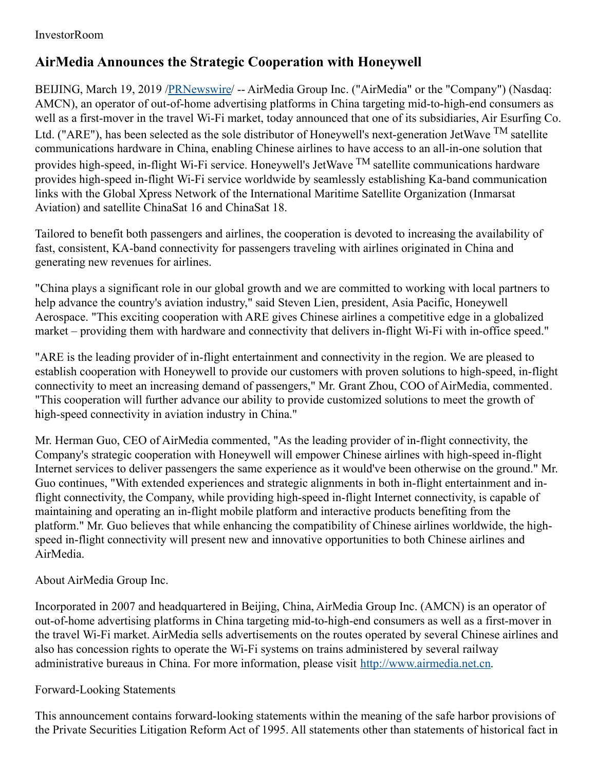InvestorRoom

# AirMedia Announces the Strategic Cooperation with Honeywell

BEIJING, March 19, 2019 /PRNewswire/ -- AirMedia Group Inc. ("AirMedia" or the "Company") (Nasdaq: AMCN), an operator of out-of-home advertising platforms in China targeting mid-to-high-end consumers as well as a first-mover in the travel Wi-Fi market, today announced that one of its subsidiaries, Air Esurfing Co. Ltd. ("ARE"), has been selected as the sole distributor of Honeywell's next-generation JetWave TM satellite communications hardware in China, enabling Chinese airlines to have access to an all-in-one solution that provides high-speed, in-flight Wi-Fi service. Honeywell's JetWave TM satellite communications hardware provides high-speed in-flight Wi-Fi service worldwide by seamlessly establishing Ka-band communication links with the Global Xpress Network of the International Maritime Satellite Organization (Inmarsat Aviation) and satellite ChinaSat 16 and ChinaSat 18.

Tailored to benefit both passengers and airlines, the cooperation is devoted to increasing the availability of fast, consistent, KA-band connectivity for passengers traveling with airlines originated in China and generating new revenues for airlines.

"China plays a significant role in our global growth and we are committed to working with local partners to help advance the country's aviation industry," said Steven Lien, president, Asia Pacific, Honeywell Aerospace. "This exciting cooperation with ARE gives Chinese airlines a competitive edge in a globalized market – providing them with hardware and connectivity that delivers in-flight Wi-Fi with in-office speed."

"ARE is the leading provider of in-flight entertainment and connectivity in the region. We are pleased to establish cooperation with Honeywell to provide our customers with proven solutions to high-speed, in-flight connectivity to meet an increasing demand of passengers," Mr. Grant Zhou, COO of AirMedia, commented. "This cooperation will further advance our ability to provide customized solutions to meet the growth of high-speed connectivity in aviation industry in China."

Mr. Herman Guo, CEO of AirMedia commented, "As the leading provider of in-flight connectivity, the Company's strategic cooperation with Honeywell will empower Chinese airlines with high-speed in-flight Internet services to deliver passengers the same experience as it would've been otherwise on the ground." Mr. Guo continues, "With extended experiences and strategic alignments in both in-flight entertainment and in-flight connectivity, the Company, while providing high-speed in-flight Internet connectivity, is capable of maintaining and operating an in-flight mobile platform and interactive products benefiting from the platform." Mr. Guo believes that while enhancing the compatibility of Chinese airlines worldwide, the high-speed in-flight connectivity will present new and innovative opportunities to both Chinese airlines and AirMedia.

About AirMedia Group Inc.

Incorporated in 2007 and headquartered in Beijing, China, AirMedia Group Inc. (AMCN) is an operator of out-of-home advertising platforms in China targeting mid-to-high-end consumers as well as a first-mover in the travel Wi-Fi market. AirMedia sells advertisements on the routes operated by several Chinese airlines and also has concession rights to operate the Wi-Fi systems on trains administered by several railway administrative bureaus in China. For more information, please visit http://www.airmedia.net.cn.

Forward-Looking Statements

This announcement contains forward-looking statements within the meaning of the safe harbor provisions of the Private Securities Litigation Reform Act of 1995. All statements other than statements of historical fact in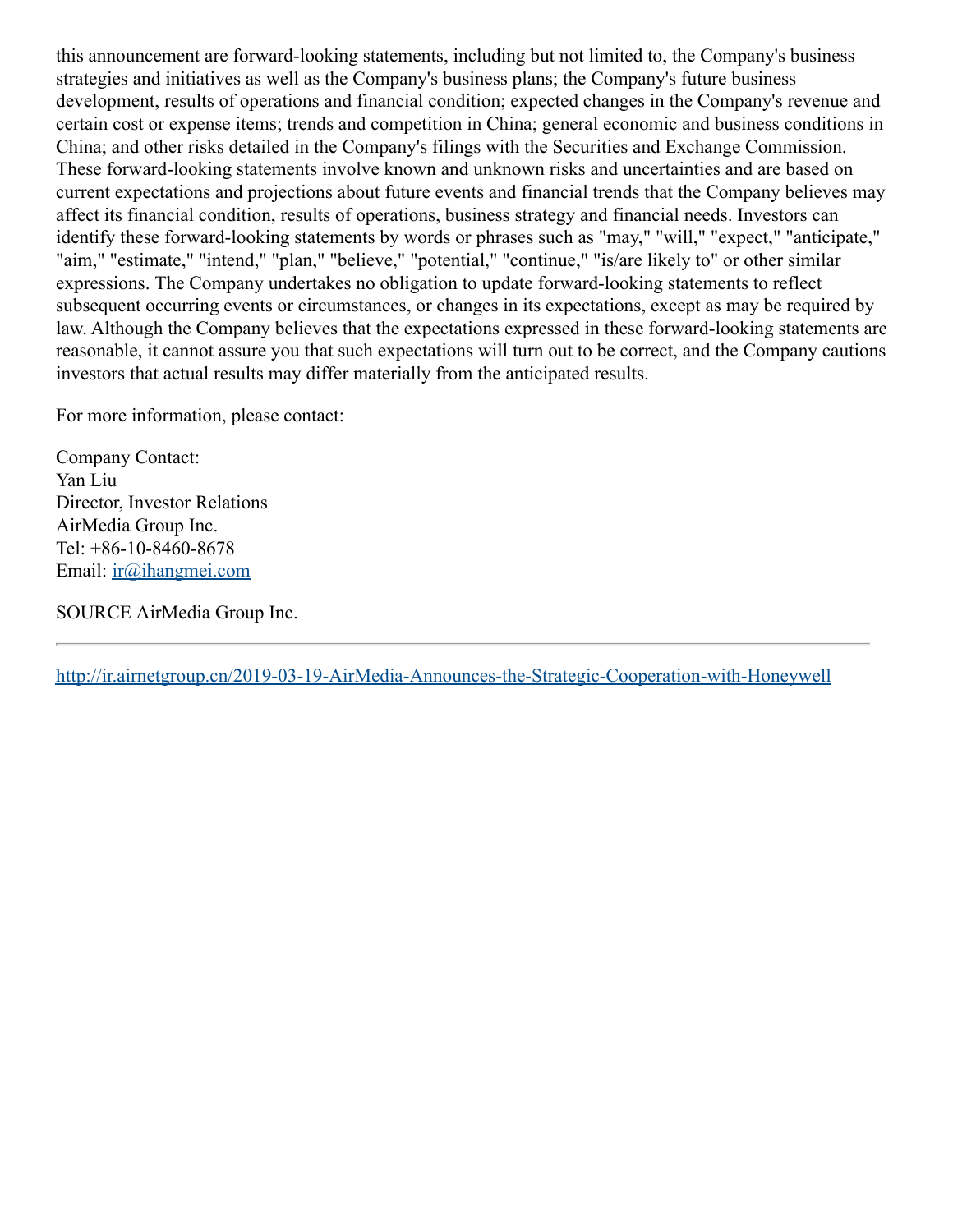this announcement are forward-looking statements, including but not limited to, the Company's business strategies and initiatives as well as the Company's business plans; the Company's future business development, results of operations and financial condition; expected changes in the Company's revenue and certain cost or expense items; trends and competition in China; general economic and business conditions in China; and other risks detailed in the Company's filings with the Securities and Exchange Commission. These forward-looking statements involve known and unknown risks and uncertainties and are based on current expectations and projections about future events and financial trends that the Company believes may affect its financial condition, results of operations, business strategy and financial needs. Investors can identify these forward-looking statements by words or phrases such as "may," "will," "expect," "anticipate," "aim," "estimate," "intend," "plan," "believe," "potential," "continue," "is/are likely to" or other similar expressions. The Company undertakes no obligation to update forward-looking statements to reflect subsequent occurring events or circumstances, or changes in its expectations, except as may be required by law. Although the Company believes that the expectations expressed in these forward-looking statements are reasonable, it cannot assure you that such expectations will turn out to be correct, and the Company cautions investors that actual results may differ materially from the anticipated results.

For more information, please contact:

Company Contact:
Yan Liu
Director, Investor Relations
AirMedia Group Inc.
Tel: +86-10-8460-8678
Email: ir@ihangmei.com

SOURCE AirMedia Group Inc.

---

http://ir.airnetgroup.cn/2019-03-19-AirMedia-Announces-the-Strategic-Cooperation-with-Honeywell